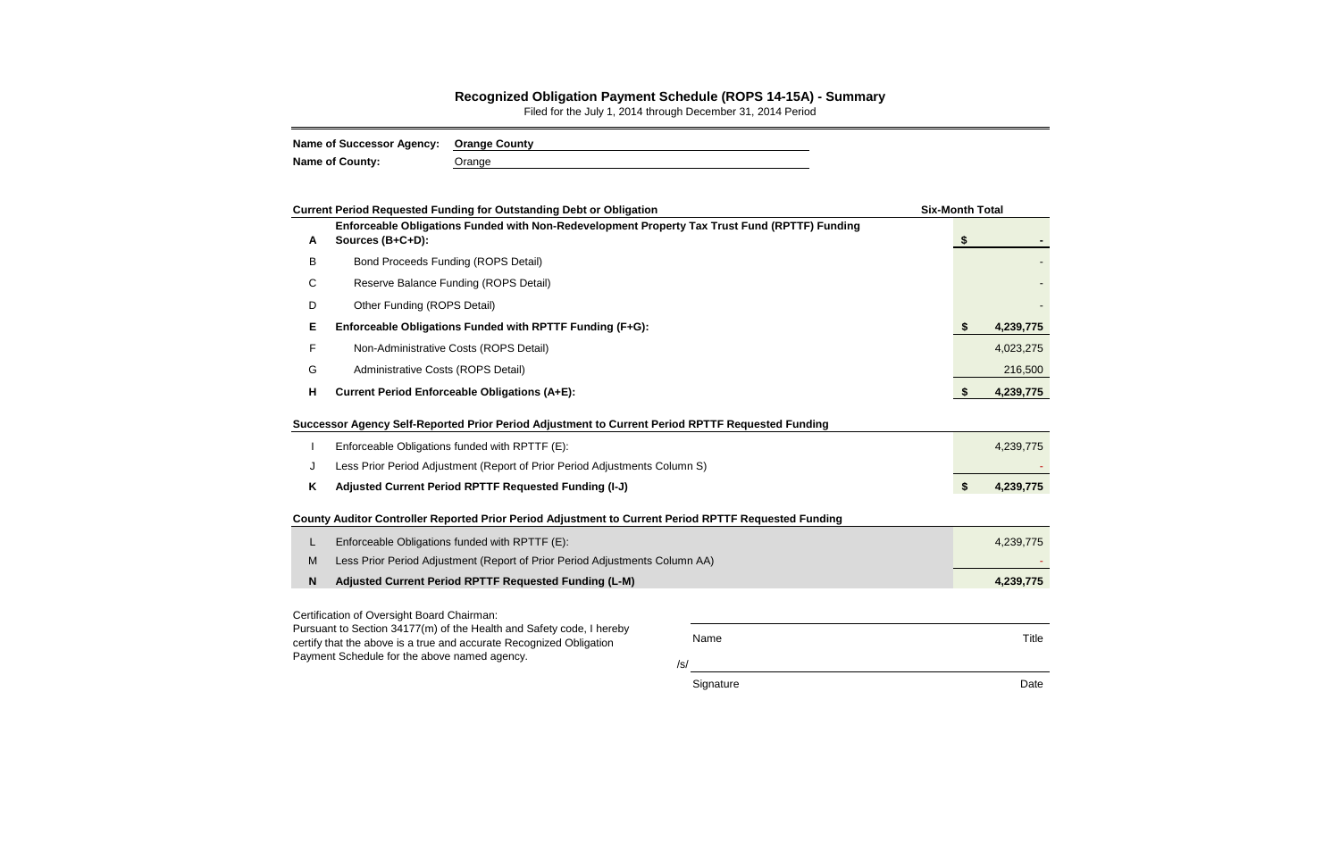## Recognized Obligation Payment Schedule (ROPS 14-15A) - Summary

Filed for the July 1, 2014 through December 31, 2014 Period

**Name of Successor Agency:** Orange County

**Name of County:** Orange

| | **Current Period Requested Funding for Outstanding Debt or Obligation** | **Six-Month Total** |
|---|---|---|
| **A** | **Enforceable Obligations Funded with Non-Redevelopment Property Tax Trust Fund (RPTTF) Funding Sources (B+C+D):** | **$ -** |
| B | Bond Proceeds Funding (ROPS Detail) | - |
| C | Reserve Balance Funding (ROPS Detail) | - |
| D | Other Funding (ROPS Detail) | - |
| **E** | **Enforceable Obligations Funded with RPTTF Funding (F+G):** | **$ 4,239,775** |
| F | Non-Administrative Costs (ROPS Detail) | 4,023,275 |
| G | Administrative Costs (ROPS Detail) | 216,500 |
| **H** | **Current Period Enforceable Obligations (A+E):** | **$ 4,239,775** |

| | **Successor Agency Self-Reported Prior Period Adjustment to Current Period RPTTF Requested Funding** | |
|---|---|---|
| I | Enforceable Obligations funded with RPTTF (E): | 4,239,775 |
| J | Less Prior Period Adjustment (Report of Prior Period Adjustments Column S) | - |
| **K** | **Adjusted Current Period RPTTF Requested Funding (I-J)** | **$ 4,239,775** |

| | **County Auditor Controller Reported Prior Period Adjustment to Current Period RPTTF Requested Funding** | |
|---|---|---|
| L | Enforceable Obligations funded with RPTTF (E): | 4,239,775 |
| M | Less Prior Period Adjustment (Report of Prior Period Adjustments Column AA) | - |
| **N** | **Adjusted Current Period RPTTF Requested Funding (L-M)** | **4,239,775** |

Certification of Oversight Board Chairman:
Pursuant to Section 34177(m) of the Health and Safety code, I hereby certify that the above is a true and accurate Recognized Obligation Payment Schedule for the above named agency.

| Name | Title |
|---|---|
| /s/ | |
| Signature | Date |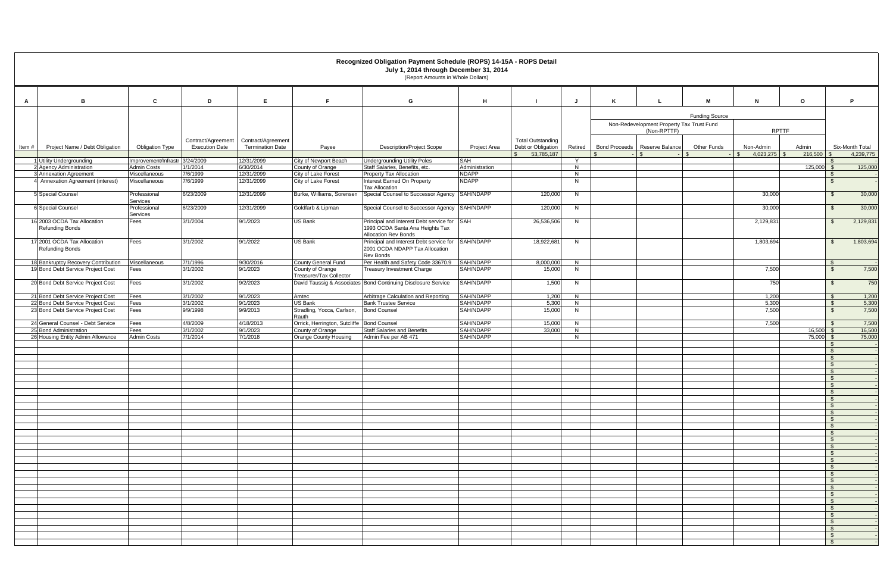**Recognized Obligation Payment Schedule (ROPS) 14-15A - ROPS Detail**
**July 1, 2014 through December 31, 2014**
(Report Amounts in Whole Dollars)

| A | B | C | D | E | F | G | H | I | J | K | L | M | N | O | P |
|---|---|---|---|---|---|---|---|---|---|---|---|---|---|---|---|
| | | | | | | | | | | Funding Source | | | | | |
| | | | | | | | | | | Non-Redevelopment Property Tax Trust Fund (Non-RPTTF) | | | RPTTF | | |
| Item # | Project Name / Debt Obligation | Obligation Type | Contract/Agreement Execution Date | Contract/Agreement Termination Date | Payee | Description/Project Scope | Project Area | Total Outstanding Debt or Obligation | Retired | Bond Proceeds | Reserve Balance | Other Funds | Non-Admin | Admin | Six-Month Total |
| | | | | | | | | $ 53,785,187 | | $ - | $ - | $ - | $ 4,023,275 | $ 216,500 | $ 4,239,775 |
| 1 | Utility Undergrounding | Improvement/Infrastr | 3/24/2009 | 12/31/2099 | City of Newport Beach | Undergrounding Utility Poles | SAH | | Y | | | | | | $ - |
| 2 | Agency Administration | Admin Costs | 1/1/2014 | 6/30/2014 | County of Orange | Staff Salaries, Benefits, etc. | Administration | | N | | | | | 125,000 | $ 125,000 |
| 3 | Annexation Agreement | Miscellaneous | 7/6/1999 | 12/31/2099 | City of Lake Forest | Property Tax Allocation | NDAPP | | N | | | | | | $ - |
| 4 | Annexation Agreement (interest) | Miscellaneous | 7/6/1999 | 12/31/2099 | City of Lake Forest | Interest Earned On Property Tax Allocation | NDAPP | | N | | | | | | $ - |
| 5 | Special Counsel | Professional Services | 6/23/2009 | 12/31/2099 | Burke, Williams, Sorensen | Special Counsel to Successor Agency | SAH/NDAPP | 120,000 | N | | | | 30,000 | | $ 30,000 |
| 6 | Special Counsel | Professional Services | 6/23/2009 | 12/31/2099 | Goldfarb & Lipman | Special Counsel to Successor Agency | SAH/NDAPP | 120,000 | N | | | | 30,000 | | $ 30,000 |
| 16 | 2003 OCDA Tax Allocation Refunding Bonds | Fees | 3/1/2004 | 9/1/2023 | US Bank | Principal and Interest Debt service for 1993 OCDA Santa Ana Heights Tax Allocation Rev Bonds | SAH | 26,536,506 | N | | | | 2,129,831 | | $ 2,129,831 |
| 17 | 2001 OCDA Tax Allocation Refunding Bonds | Fees | 3/1/2002 | 9/1/2022 | US Bank | Principal and Interest Debt service for 2001 OCDA NDAPP Tax Allocation Rev Bonds | SAH/NDAPP | 18,922,681 | N | | | | 1,803,694 | | $ 1,803,694 |
| 18 | Bankruptcy Recovery Contribution | Miscellaneous | 7/1/1996 | 9/30/2016 | County General Fund | Per Health and Safety Code 33670.9 | SAH/NDAPP | 8,000,000 | N | | | | | | $ - |
| 19 | Bond Debt Service Project Cost | Fees | 3/1/2002 | 9/1/2023 | County of Orange Treasurer/Tax Collector | Treasury Investment Charge | SAH/NDAPP | 15,000 | N | | | | 7,500 | | $ 7,500 |
| 20 | Bond Debt Service Project Cost | Fees | 3/1/2002 | 9/2/2023 | David Taussig & Associates | Bond Continuing Disclosure Service | SAH/NDAPP | 1,500 | N | | | | 750 | | $ 750 |
| 21 | Bond Debt Service Project Cost | Fees | 3/1/2002 | 9/1/2023 | Amtec | Arbitrage Calculation and Reporting | SAH/NDAPP | 1,200 | N | | | | 1,200 | | $ 1,200 |
| 22 | Bond Debt Service Project Cost | Fees | 3/1/2002 | 9/1/2023 | US Bank | Bank Trustee Service | SAH/NDAPP | 5,300 | N | | | | 5,300 | | $ 5,300 |
| 23 | Bond Debt Service Project Cost | Fees | 9/9/1998 | 9/9/2013 | Stradling, Yocca, Carlson, Rauth | Bond Counsel | SAH/NDAPP | 15,000 | N | | | | 7,500 | | $ 7,500 |
| 24 | General Counsel - Debt Service | Fees | 4/8/2009 | 4/18/2013 | Orrick, Herrington, Sutcliffe | Bond Counsel | SAH/NDAPP | 15,000 | N | | | | 7,500 | | $ 7,500 |
| 25 | Bond Administration | Fees | 3/1/2002 | 9/1/2023 | County of Orange | Staff Salaries and Benefits | SAH/NDAPP | 33,000 | N | | | | | 16,500 | $ 16,500 |
| 26 | Housing Entity Admin Allowance | Admin Costs | 7/1/2014 | 7/1/2018 | Orange County Housing | Admin Fee per AB 471 | SAH/NDAPP | | N | | | | | 75,000 | $ 75,000 |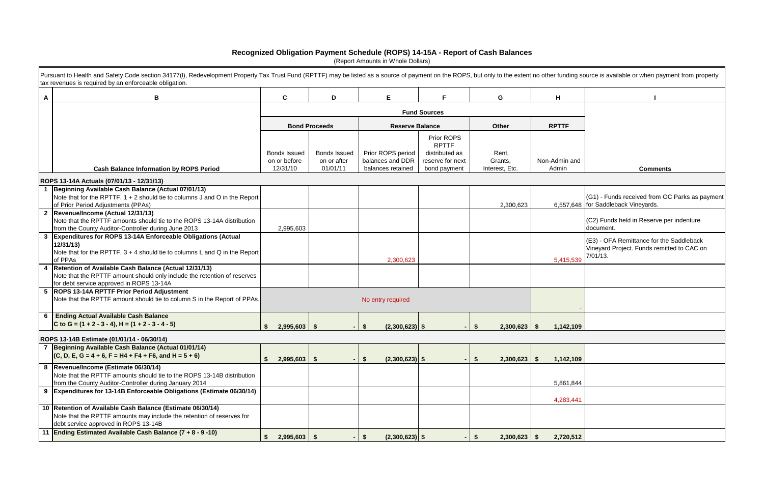# Recognized Obligation Payment Schedule (ROPS) 14-15A - Report of Cash Balances

(Report Amounts in Whole Dollars)

Pursuant to Health and Safety Code section 34177(l), Redevelopment Property Tax Trust Fund (RPTTF) may be listed as a source of payment on the ROPS, but only to the extent no other funding source is available or when payment from property tax revenues is required by an enforceable obligation.

| A | B | C | D | E | F | G | H | I |
|---|---|---|---|---|---|---|---|---|
| | | Fund Sources | | | | | | |
| | | Bond Proceeds | | Reserve Balance | | Other | RPTTF | |
| | Cash Balance Information by ROPS Period | Bonds Issued on or before 12/31/10 | Bonds Issued on or after 01/01/11 | Prior ROPS period balances and DDR balances retained | Prior ROPS RPTTF distributed as reserve for next bond payment | Rent, Grants, Interest, Etc. | Non-Admin and Admin | Comments |
| | **ROPS 13-14A Actuals (07/01/13 - 12/31/13)** | | | | | | | |
| 1 | **Beginning Available Cash Balance (Actual 07/01/13)**<br>Note that for the RPTTF, 1 + 2 should tie to columns J and O in the Report of Prior Period Adjustments (PPAs) | | | | | 2,300,623 | 6,557,648 | (G1) - Funds received from OC Parks as payment for Saddleback Vineyards. |
| 2 | **Revenue/Income (Actual 12/31/13)**<br>Note that the RPTTF amounts should tie to the ROPS 13-14A distribution from the County Auditor-Controller during June 2013 | 2,995,603 | | | | | | (C2) Funds held in Reserve per indenture document. |
| 3 | **Expenditures for ROPS 13-14A Enforceable Obligations (Actual 12/31/13)**<br>Note that for the RPTTF, 3 + 4 should tie to columns L and Q in the Report of PPAs | | | 2,300,623 | | | 5,415,539 | (E3) - OFA Remittance for the Saddleback Vineyard Project. Funds remitted to CAC on 7/01/13. |
| 4 | **Retention of Available Cash Balance (Actual 12/31/13)**<br>Note that the RPTTF amount should only include the retention of reserves for debt service approved in ROPS 13-14A | | | | | | | |
| 5 | **ROPS 13-14A RPTTF Prior Period Adjustment**<br>Note that the RPTTF amount should tie to column S in the Report of PPAs. | No entry required | | | | | - | |
| 6 | **Ending Actual Available Cash Balance**<br>**C to G = (1 + 2 - 3 - 4), H = (1 + 2 - 3 - 4 - 5)** | **$ 2,995,603** | **$ -** | **$ (2,300,623)** | **$ -** | **$ 2,300,623** | **$ 1,142,109** | |
| | **ROPS 13-14B Estimate (01/01/14 - 06/30/14)** | | | | | | | |
| 7 | **Beginning Available Cash Balance (Actual 01/01/14)**<br>**(C, D, E, G = 4 + 6, F = H4 + F4 + F6, and H = 5 + 6)** | **$ 2,995,603** | **$ -** | **$ (2,300,623)** | **$ -** | **$ 2,300,623** | **$ 1,142,109** | |
| 8 | **Revenue/Income (Estimate 06/30/14)**<br>Note that the RPTTF amounts should tie to the ROPS 13-14B distribution from the County Auditor-Controller during January 2014 | | | | | | 5,861,844 | |
| 9 | **Expenditures for 13-14B Enforceable Obligations (Estimate 06/30/14)** | | | | | | 4,283,441 | |
| 10 | **Retention of Available Cash Balance (Estimate 06/30/14)**<br>Note that the RPTTF amounts may include the retention of reserves for debt service approved in ROPS 13-14B | | | | | | | |
| 11 | **Ending Estimated Available Cash Balance (7 + 8 - 9 -10)** | **$ 2,995,603** | **$ -** | **$ (2,300,623)** | **$ -** | **$ 2,300,623** | **$ 2,720,512** | |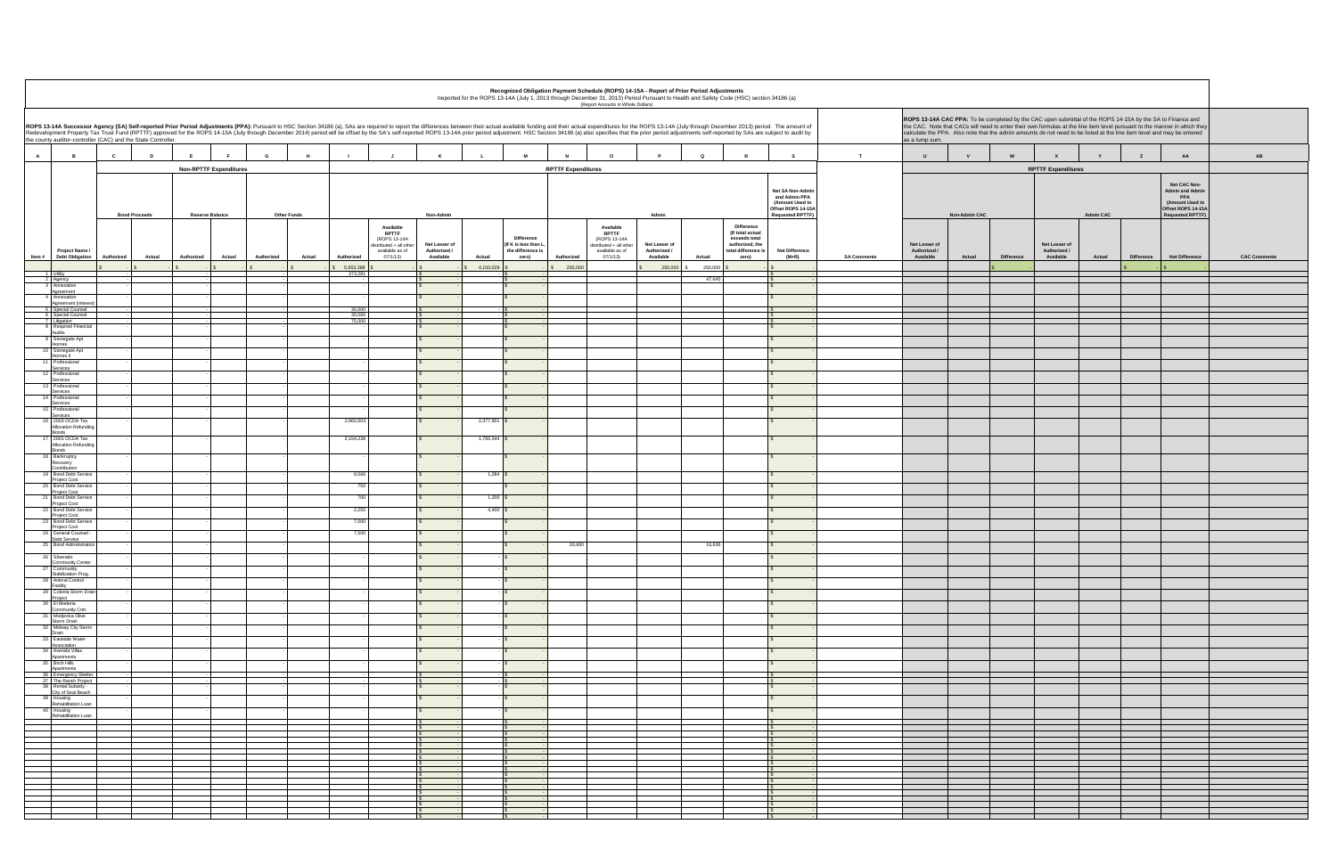# Recognized Obligation Payment Schedule (ROPS) 14-15A - Report of Prior Period Adjustments

Reported for the ROPS 13-14A (July 1, 2013 through December 31, 2013) Period Pursuant to Health and Safety Code (HSC) section 34186 (a)

(Report Amounts in Whole Dollars)

**ROPS 13-14A Successor Agency (SA) Self-reported Prior Period Adjustments (PPA):** Pursuant to HSC Section 34186 (a), SAs are required to report the differences between their actual available funding and their actual expenditures for the ROPS 13-14A (July through December 2013) period. The amount of Redevelopment Property Tax Trust Fund (RPTTF) approved for the ROPS 14-15A (July through December 2014) period will be offset by the SA's self-reported ROPS 13-14A prior period adjustment. HSC Section 34186 (a) also specifies that the prior period adjustments self-reported by SAs are subject to audit by the county auditor-controller (CAC) and the State Controller.

**ROPS 13-14A CAC PPA:** To be completed by the CAC upon submittal of the ROPS 14-15A by the SA to Finance and the CAC. Note that CACs will need to enter their own formulas at the line item level pursuant to the manner in which they calculate the PPA. Also note that the admin amounts do not need to be listed at the line item level and may be entered as a lump sum.

| A | B | C | D | E | F | G | H | I | J | K | L | M | N | O | P | Q | R | S | T | U | V | W | X | Y | Z | AA | AB |
|---|---|---|---|---|---|---|---|---|---|---|---|---|---|---|---|---|---|---|---|---|---|---|---|---|---|---|---|
| | | Non-RPTTF Expenditures | | | | | | RPTTF Expenditures | | | | | | | | | | | | RPTTF Expenditures | | | | | | | |
| | | Bond Proceeds | | Reserve Balance | | Other Funds | | Non-Admin | | | | | Admin | | | | | Net SA Non-Admin and Admin PPA (Amount Used to Offset ROPS 14-15A Requested RPTTF) | | Non-Admin CAC | | | Admin CAC | | | Net CAC Non-Admin and Admin PPA (Amount Used to Offset ROPS 14-15A Requested RPTTF) | |
| Item # | Project Name / Debt Obligation | Authorized | Actual | Authorized | Actual | Authorized | Actual | Authorized | Available RPTTF (ROPS 13-14A distributed + all other available as of 07/1/13) | Net Lesser of Authorized / Available | Actual | Difference (If K is less than L, the difference is zero) | Authorized | Available RPTTF (ROPS 13-14A distributed + all other available as of 07/1/13) | Net Lesser of Authorized / Available | Actual | Difference (If total actual exceeds total authorized, the total difference is zero) | Net Difference (M+R) | SA Comments | Net Lesser of Authorized / Available | Actual | Difference | Net Lesser of Authorized / Available | Actual | Difference | Net Difference | CAC Comments |
| | | $ - | $ - | $ - | $ - | $ - | $ - | $ 5,653,388 | $ - | $ - | $ 4,150,029 | $ - | $ 250,000 | | $ 250,000 | $ 250,000 | $ - | $ - | | | | $ - | | | $ - | $ - | |
| 1 | Utility | | | | | | | 373,281 | | $ - | | $ - | | | | | | $ - | | | | | | | | | |
| 2 | Agency | | | | | | | | | $ - | | $ - | | | | 47,640 | | $ - | | | | | | | | | |
| 3 | Annexation Agreement | | | | | | | | | $ - | | $ - | | | | | | $ - | | | | | | | | | |
| 4 | Annexation Agreement (interest) | | - | | - | | - | | | $ - | | $ - | | | | | | $ - | | | | | | | | | |
| 5 | Special Counsel | | - | | - | | - | 30,000 | | $ - | - | $ - | | | | | | $ - | | | | | | | | | |
| 6 | Special Counsel | | - | | - | | - | 30,000 | | $ - | - | $ - | | | | | | $ - | | | | | | | | | |
| 7 | Litigation | | - | | - | | - | 75,000 | | $ - | - | $ - | | | | | | $ - | | | | | | | | | |
| 8 | Required Financial Audits | | - | | - | | - | - | | $ - | | $ - | | | | | | $ - | | | | | | | | | |
| 9 | Stonegate Apt Homes | | - | | - | | - | - | | $ - | | $ - | | | | | | $ - | | | | | | | | | |
| 10 | Stonegate Apt Homes II | | - | | - | | - | - | | $ - | | $ - | | | | | | $ - | | | | | | | | | |
| 11 | Professional Services | | - | | - | | - | - | | $ - | | $ - | | | | | | $ - | | | | | | | | | |
| 12 | Professional Services | | - | | - | | - | - | | $ - | | $ - | | | | | | $ - | | | | | | | | | |
| 13 | Professional Services | | - | | - | | - | - | | $ - | | $ - | | | | | | $ - | | | | | | | | | |
| 14 | Professional Services | | - | | - | | - | - | | $ - | | $ - | | | | | | $ - | | | | | | | | | |
| 15 | Professional Services | | - | | - | | - | - | | $ - | | $ - | | | | | | $ - | | | | | | | | | |
| 16 | 2003 OCDA Tax Allocation Refunding Bonds | | - | | - | | - | 2,962,603 | | $ - | 2,377,801 | $ - | | | | | | $ - | | | | | | | | | |
| 17 | 2003 OCDA Tax Allocation Refunding Bonds | | - | | - | | - | 2,154,238 | | $ - | 1,765,544 | $ - | | | | | | $ - | | | | | | | | | |
| 18 | Bankruptcy Recovery Contribution | | - | | - | | - | - | | $ - | | $ - | | | | | | $ - | | | | | | | | | |
| 19 | Bond Debt Service Project Cost | | - | | - | | - | 9,566 | | $ - | 1,084 | $ - | | | | | | $ - | | | | | | | | | |
| 20 | Bond Debt Service Project Cost | | - | | - | | - | 700 | | $ - | | $ - | | | | | | $ - | | | | | | | | | |
| 21 | Bond Debt Service Project Cost | | - | | - | | - | 700 | | $ - | 1,200 | $ - | | | | | | $ - | | | | | | | | | |
| 22 | Bond Debt Service Project Cost | | - | | - | | - | 2,250 | | $ - | 4,400 | $ - | | | | | | $ - | | | | | | | | | |
| 23 | Bond Debt Service Project Cost | | - | | - | | - | 7,500 | | $ - | | $ - | | | | | | $ - | | | | | | | | | |
| 24 | General Counsel - Debt Service | | - | | - | | - | 7,500 | | $ - | | $ - | | | | | | $ - | | | | | | | | | |
| 25 | Bond Administration | | - | | - | | - | | | $ - | | $ - | 33,600 | | | 15,636 | | $ - | | | | | | | | | |
| 26 | Silverado Community Center | | - | | - | | - | - | | $ - | - | $ - | | | | | | $ - | | | | | | | | | |
| 27 | Community Stabilization Prog. | | - | | - | | - | - | | $ - | | $ - | | | | | | $ - | | | | | | | | | |
| 28 | Animal Control Facility | | - | | - | | - | - | | $ - | | $ - | | | | | | $ - | | | | | | | | | |
| 29 | Coleta Storm Drain Project | | - | | - | | - | - | | $ - | | $ - | | | | | | $ - | | | | | | | | | |
| 30 | El Modena Community Cntr. | | - | | - | | - | - | | $ - | - | $ - | | | | | | $ - | | | | | | | | | |
| 31 | Modjeska-Olive Storm Drain | | - | | - | | - | - | | $ - | | $ - | | | | | | $ - | | | | | | | | | |
| 32 | Midway City Storm Drain | | - | | - | | - | - | | $ - | | $ - | | | | | | $ - | | | | | | | | | |
| 33 | Eastside Water Association | | - | | - | | - | - | | $ - | - | $ - | | | | | | $ - | | | | | | | | | |
| 34 | Avenida Villas Apartments | | - | | - | | - | - | | $ - | - | $ - | | | | | | $ - | | | | | | | | | |
| 35 | Birch Hills Apartments | | - | | - | | - | - | | $ - | - | $ - | | | | | | $ - | | | | | | | | | |
| 36 | Emergency Shelter | | - | | - | | - | - | | $ - | - | $ - | | | | | | $ - | | | | | | | | | |
| 37 | The Ranch Project | | - | | - | | - | - | | $ - | - | $ - | | | | | | $ - | | | | | | | | | |
| 38 | Rental Subsidy - City of Seal Beach | | - | | - | | - | - | | $ - | - | $ - | | | | | | $ - | | | | | | | | | |
| 39 | Housing Rehabilitation Loan | | | | | | | | | $ - | | $ - | | | | | | $ - | | | | | | | | | |
| 40 | Housing Rehabilitation Loan | | | | | | | | | $ - | | $ - | | | | | | $ - | | | | | | | | | |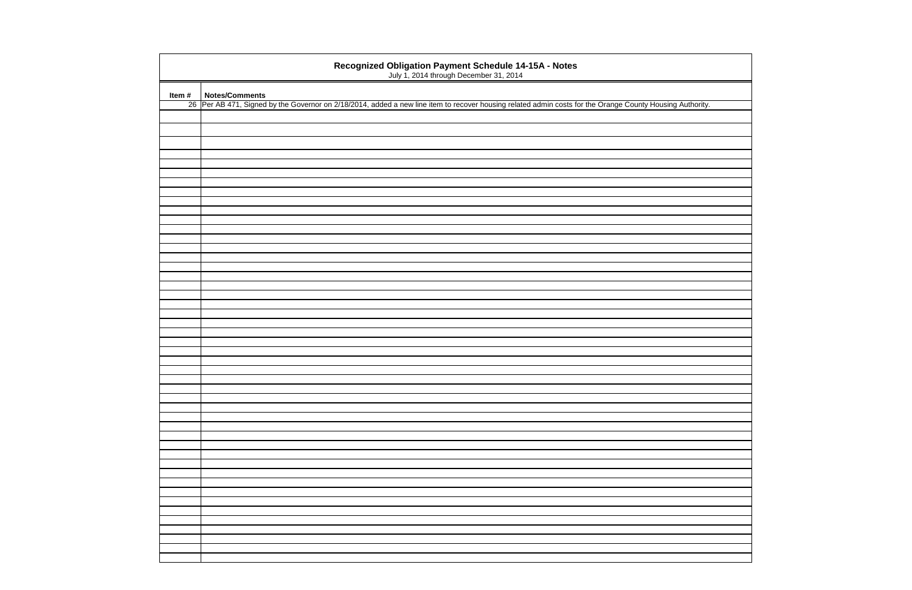# Recognized Obligation Payment Schedule 14-15A - Notes

July 1, 2014 through December 31, 2014

| Item # | Notes/Comments |
|---|---|
| 26 | Per AB 471, Signed by the Governor on 2/18/2014, added a new line item to recover housing related admin costs for the Orange County Housing Authority. |